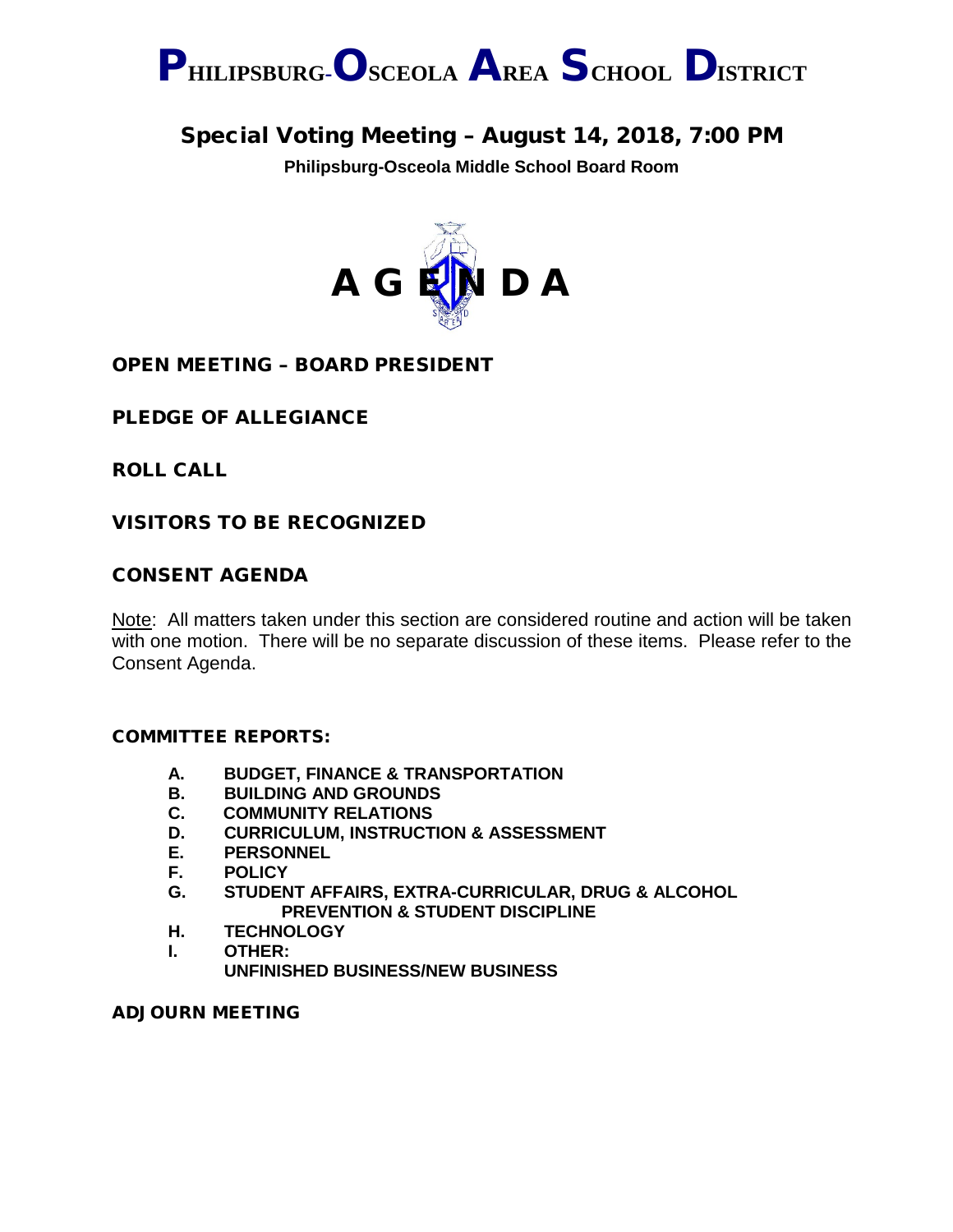# PHILIPSBURG-OSCEOLA AREA SCHOOL DISTRICT

## Special Voting Meeting – August 14, 2018, 7:00 PM

**Philipsburg-Osceola Middle School Board Room**

# A G E N D A

### OPEN MEETING – BOARD PRESIDENT

### PLEDGE OF ALLEGIANCE

### ROLL CALL

### VISITORS TO BE RECOGNIZED

### CONSENT AGENDA

Note: All matters taken under this section are considered routine and action will be taken with one motion. There will be no separate discussion of these items. Please refer to the Consent Agenda.

**COMMITTEE REPORTS:**

- **A. BUDGET, FINANCE & TRANSPORTATION**
- **B. BUILDING AND GROUNDS**
- **C. COMMUNITY RELATIONS**
- **D. CURRICULUM, INSTRUCTION & ASSESSMENT**
- **E. PERSONNEL**
- **F. POLICY**
- **G. STUDENT AFFAIRS, EXTRA-CURRICULAR, DRUG & ALCOHOL PREVENTION & STUDENT DISCIPLINE**
- **H. TECHNOLOGY**
- **I. OTHER:**
  **UNFINISHED BUSINESS/NEW BUSINESS**

### ADJOURN MEETING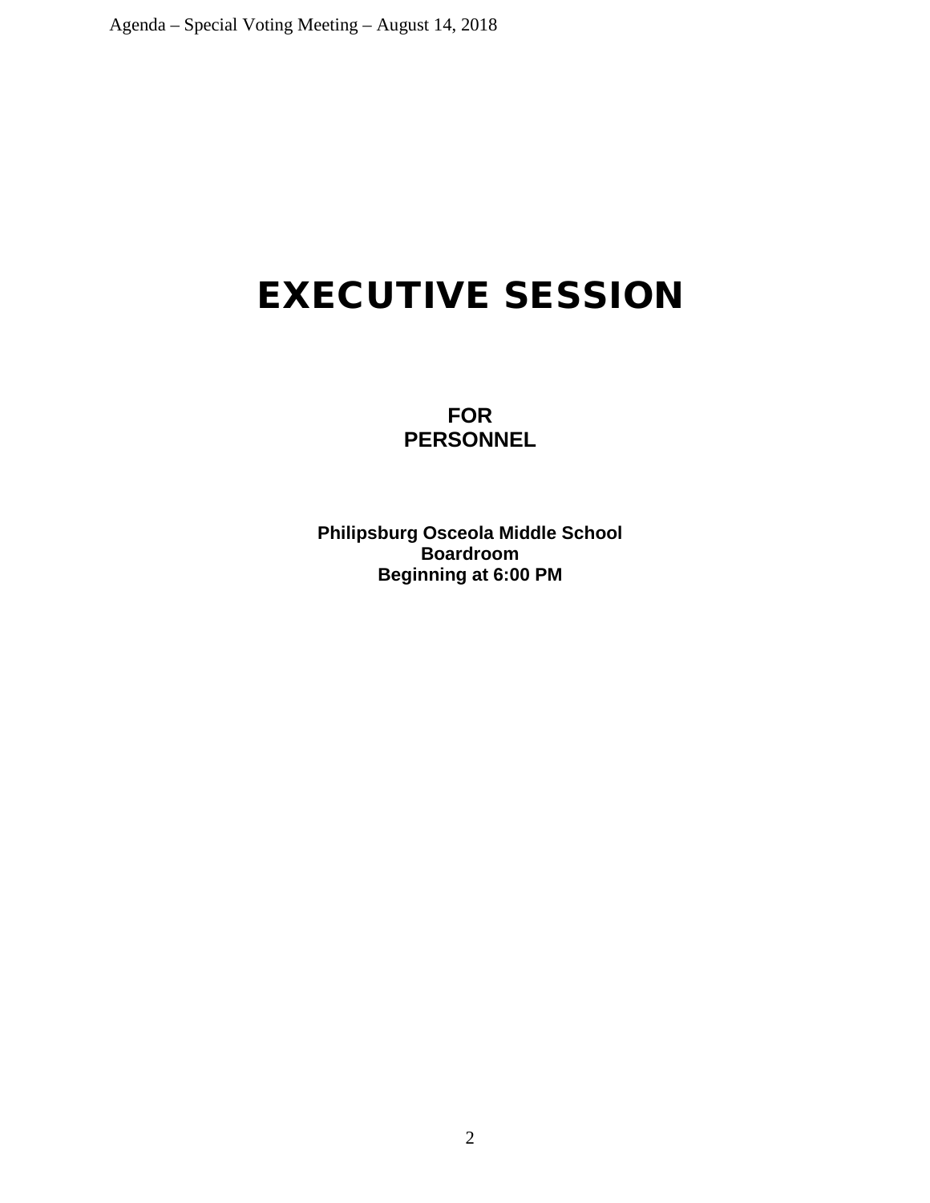# EXECUTIVE SESSION

**FOR**
**PERSONNEL**

**Philipsburg Osceola Middle School**
**Boardroom**
**Beginning at 6:00 PM**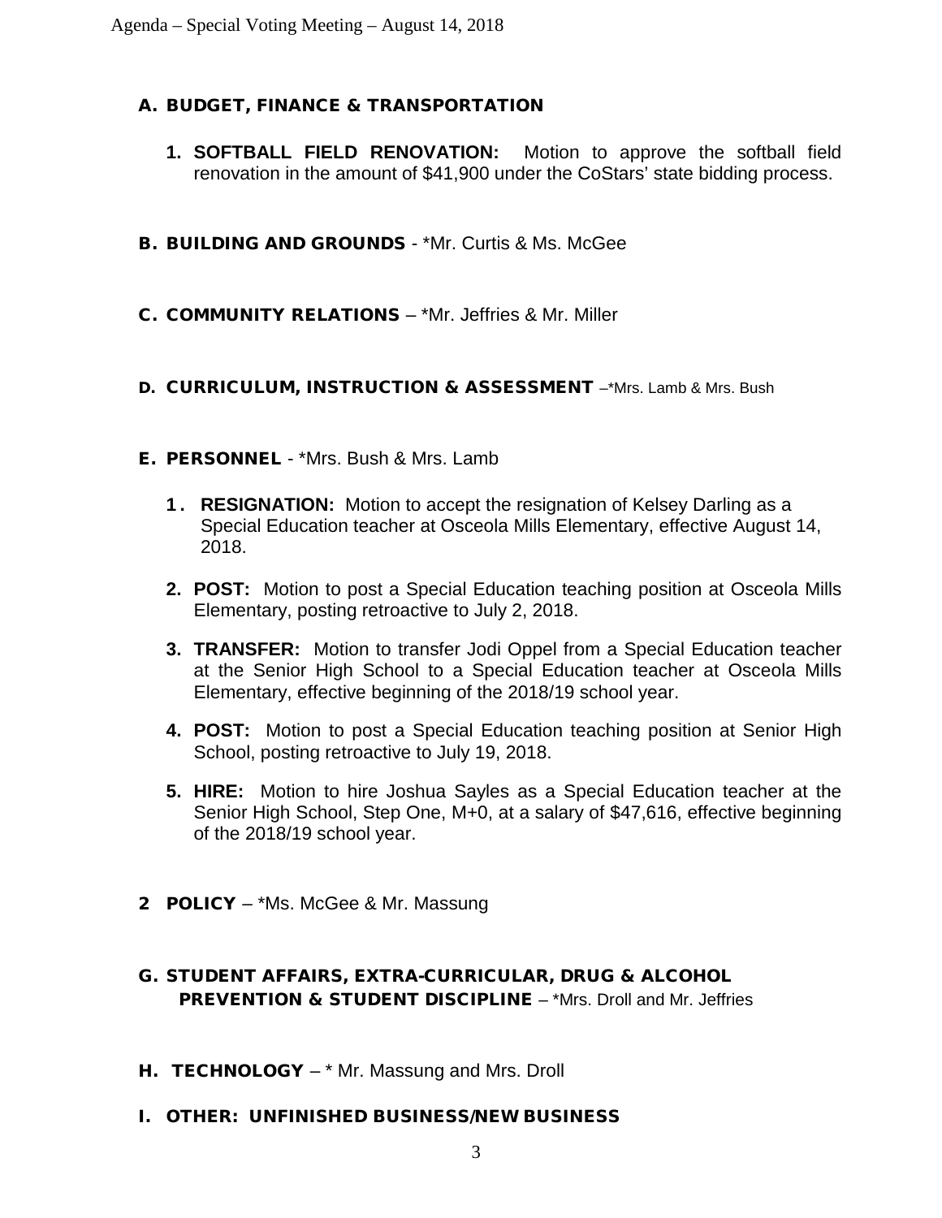## A. BUDGET, FINANCE & TRANSPORTATION

1. **SOFTBALL FIELD RENOVATION:** Motion to approve the softball field renovation in the amount of $41,900 under the CoStars' state bidding process.

## B. BUILDING AND GROUNDS - *Mr. Curtis & Ms. McGee

## C. COMMUNITY RELATIONS – *Mr. Jeffries & Mr. Miller

## D. CURRICULUM, INSTRUCTION & ASSESSMENT –*Mrs. Lamb & Mrs. Bush

## E. PERSONNEL - *Mrs. Bush & Mrs. Lamb

1. **RESIGNATION:** Motion to accept the resignation of Kelsey Darling as a Special Education teacher at Osceola Mills Elementary, effective August 14, 2018.

2. **POST:** Motion to post a Special Education teaching position at Osceola Mills Elementary, posting retroactive to July 2, 2018.

3. **TRANSFER:** Motion to transfer Jodi Oppel from a Special Education teacher at the Senior High School to a Special Education teacher at Osceola Mills Elementary, effective beginning of the 2018/19 school year.

4. **POST:** Motion to post a Special Education teaching position at Senior High School, posting retroactive to July 19, 2018.

5. **HIRE:** Motion to hire Joshua Sayles as a Special Education teacher at the Senior High School, Step One, M+0, at a salary of $47,616, effective beginning of the 2018/19 school year.

## 2 POLICY – *Ms. McGee & Mr. Massung

## G. STUDENT AFFAIRS, EXTRA-CURRICULAR, DRUG & ALCOHOL PREVENTION & STUDENT DISCIPLINE – *Mrs. Droll and Mr. Jeffries

## H. TECHNOLOGY – * Mr. Massung and Mrs. Droll

## I. OTHER: UNFINISHED BUSINESS/NEW BUSINESS